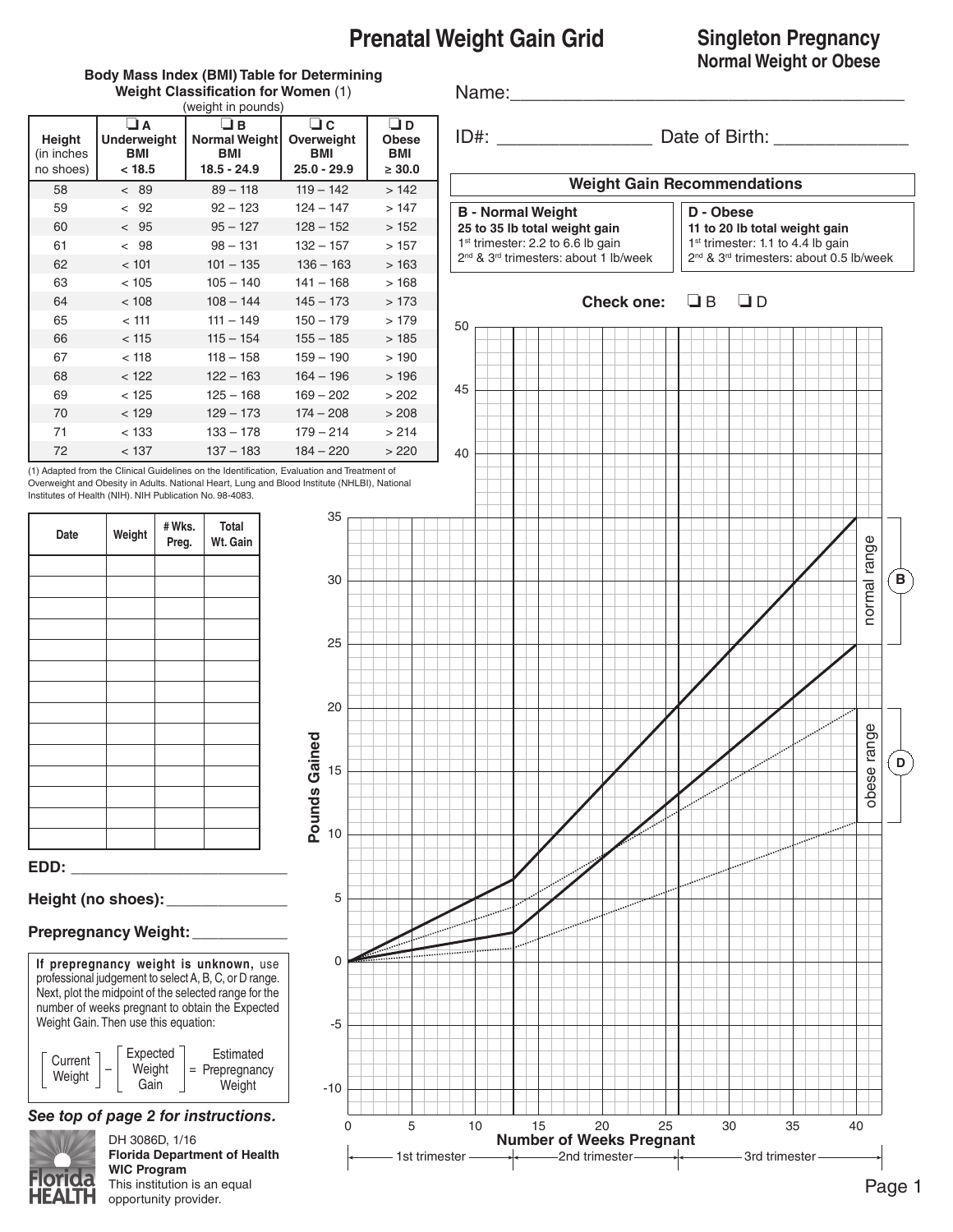# Prenatal Weight Gain Grid

## Singleton Pregnancy
**Normal Weight or Obese**

**Body Mass Index (BMI) Table for Determining Weight Classification for Women** (1)
(weight in pounds)

| Height (in inches no shoes) | ❑ A Underweight BMI < 18.5 | ❑ B Normal Weight BMI 18.5 - 24.9 | ❑ C Overweight BMI 25.0 - 29.9 | ❑ D Obese BMI ≥ 30.0 |
|---|---|---|---|---|
| 58 | < 89 | 89 – 118 | 119 – 142 | > 142 |
| 59 | < 92 | 92 – 123 | 124 – 147 | > 147 |
| 60 | < 95 | 95 – 127 | 128 – 152 | > 152 |
| 61 | < 98 | 98 – 131 | 132 – 157 | > 157 |
| 62 | < 101 | 101 – 135 | 136 – 163 | > 163 |
| 63 | < 105 | 105 – 140 | 141 – 168 | > 168 |
| 64 | < 108 | 108 – 144 | 145 – 173 | > 173 |
| 65 | < 111 | 111 – 149 | 150 – 179 | > 179 |
| 66 | < 115 | 115 – 154 | 155 – 185 | > 185 |
| 67 | < 118 | 118 – 158 | 159 – 190 | > 190 |
| 68 | < 122 | 122 – 163 | 164 – 196 | > 196 |
| 69 | < 125 | 125 – 168 | 169 – 202 | > 202 |
| 70 | < 129 | 129 – 173 | 174 – 208 | > 208 |
| 71 | < 133 | 133 – 178 | 179 – 214 | > 214 |
| 72 | < 137 | 137 – 183 | 184 – 220 | > 220 |

(1) Adapted from the Clinical Guidelines on the Identification, Evaluation and Treatment of Overweight and Obesity in Adults. National Heart, Lung and Blood Institute (NHLBI), National Institutes of Health (NIH). NIH Publication No. 98-4083.

Name:______________________________________

ID#: _______________ Date of Birth: _____________

**Weight Gain Recommendations**

**B - Normal Weight**
**25 to 35 lb total weight gain**
1st trimester: 2.2 to 6.6 lb gain
2nd & 3rd trimesters: about 1 lb/week

**D - Obese**
**11 to 20 lb total weight gain**
1st trimester: 1.1 to 4.4 lb gain
2nd & 3rd trimesters: about 0.5 lb/week

**Check one:** ❑ B ❑ D

| Date | Weight | # Wks. Preg. | Total Wt. Gain |
|---|---|---|---|
| | | | |
| | | | |
| | | | |
| | | | |
| | | | |
| | | | |
| | | | |
| | | | |
| | | | |
| | | | |
| | | | |
| | | | |
| | | | |
| | | | |

**EDD:** ___________________________

**Height (no shoes):** _______________

**Prepregnancy Weight:** ___________

**If prepregnancy weight is unknown,** use professional judgement to select A, B, C, or D range. Next, plot the midpoint of the selected range for the number of weeks pregnant to obtain the Expected Weight Gain. Then use this equation:

[ Current Weight ] – [ Expected Weight Gain ] = Estimated Prepregnancy Weight

***See top of page 2 for instructions.***

Pounds Gained (-10 to 50) vs. Number of Weeks Pregnant (0 to 40); 1st trimester, 2nd trimester, 3rd trimester; normal range (B), obese range (D)

DH 3086D, 1/16
**Florida Department of Health**
**WIC Program**
This institution is an equal opportunity provider.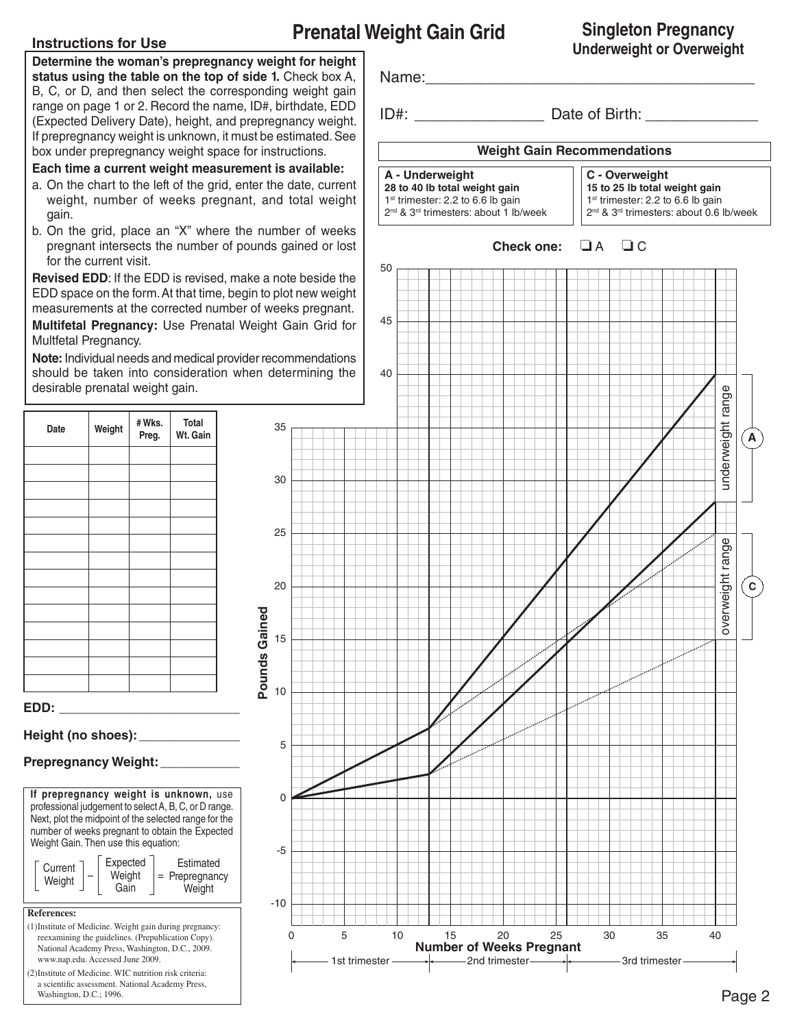# Prenatal Weight Gain Grid

## Singleton Pregnancy
### Underweight or Overweight

### Instructions for Use

**Determine the woman's prepregnancy weight for height status using the table on the top of side 1.** Check box A, B, C, or D, and then select the corresponding weight gain range on page 1 or 2. Record the name, ID#, birthdate, EDD (Expected Delivery Date), height, and prepregnancy weight. If prepregnancy weight is unknown, it must be estimated. See box under prepregnancy weight space for instructions.

**Each time a current weight measurement is available:**

a. On the chart to the left of the grid, enter the date, current weight, number of weeks pregnant, and total weight gain.
b. On the grid, place an "X" where the number of weeks pregnant intersects the number of pounds gained or lost for the current visit.

**Revised EDD**: If the EDD is revised, make a note beside the EDD space on the form. At that time, begin to plot new weight measurements at the corrected number of weeks pregnant.

**Multifetal Pregnancy:** Use Prenatal Weight Gain Grid for Multfetal Pregnancy.

**Note:** Individual needs and medical provider recommendations should be taken into consideration when determining the desirable prenatal weight gain.

Name:______________________________

ID#: _______________ Date of Birth: _____________

**Weight Gain Recommendations**

| A - Underweight | C - Overweight |
|---|---|
| **28 to 40 lb total weight gain** | **15 to 25 lb total weight gain** |
| 1st trimester: 2.2 to 6.6 lb gain | 1st trimester: 2.2 to 6.6 lb gain |
| 2nd & 3rd trimesters: about 1 lb/week | 2nd & 3rd trimesters: about 0.6 lb/week |

**Check one:** ❑ A ❑ C

| Date | Weight | # Wks. Preg. | Total Wt. Gain |
|---|---|---|---|
| | | | |
| | | | |
| | | | |
| | | | |
| | | | |
| | | | |
| | | | |
| | | | |
| | | | |
| | | | |
| | | | |
| | | | |
| | | | |
| | | | |

**EDD:** _________________________

**Height (no shoes):** ______________

**Prepregnancy Weight:** ___________

**If prepregnancy weight is unknown,** use professional judgement to select A, B, C, or D range. Next, plot the midpoint of the selected range for the number of weeks pregnant to obtain the Expected Weight Gain. Then use this equation:

$$\left[\text{Current Weight}\right] - \left[\text{Expected Weight Gain}\right] = \text{Estimated Prepregnancy Weight}$$

Pounds Gained
50
45
40
35
30
25
20
15
10
5
0
-5
-10

Number of Weeks Pregnant
0
5
10
15
20
25
30
35
40

1st trimester
2nd trimester
3rd trimester

underweight range
A
overweight range
C

**References:**

(1) Institute of Medicine. Weight gain during pregnancy: reexamining the guidelines. (Prepublication Copy). National Academy Press, Washington, D.C., 2009. www.nap.edu. Accessed June 2009.

(2) Institute of Medicine. WIC nutrition risk criteria: a scientific assessment. National Academy Press, Washington, D.C.; 1996.